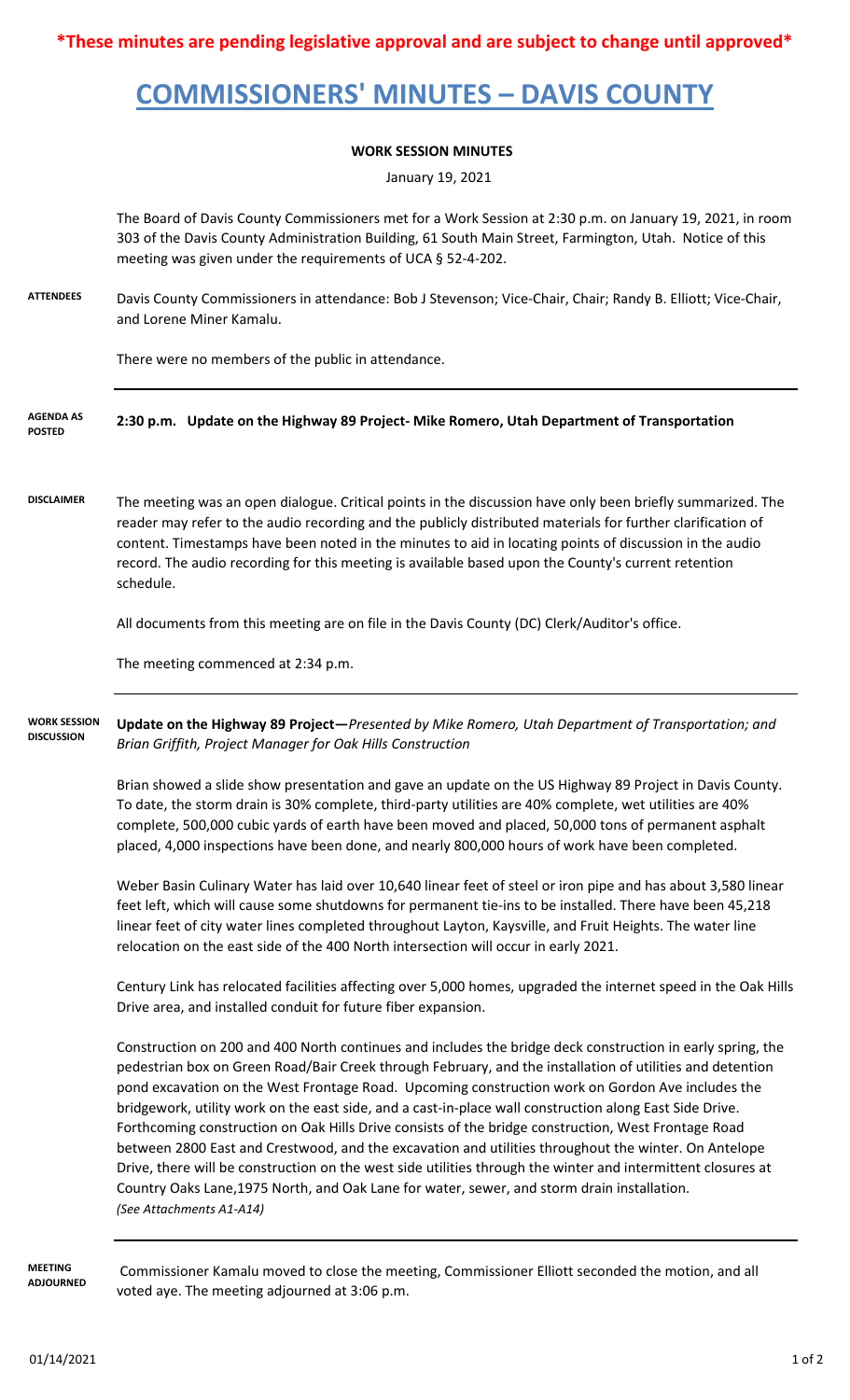**\*These minutes are pending legislative approval and are subject to change until approved\***

# COMMISSIONERS' MINUTES – DAVIS COUNTY

## WORK SESSION MINUTES

January 19, 2021

The Board of Davis County Commissioners met for a Work Session at 2:30 p.m. on January 19, 2021, in room 303 of the Davis County Administration Building, 61 South Main Street, Farmington, Utah. Notice of this meeting was given under the requirements of UCA § 52-4-202.

**ATTENDEES**

Davis County Commissioners in attendance: Bob J Stevenson; Vice-Chair, Chair; Randy B. Elliott; Vice-Chair, and Lorene Miner Kamalu.

There were no members of the public in attendance.

**AGENDA AS POSTED**

**2:30 p.m. Update on the Highway 89 Project- Mike Romero, Utah Department of Transportation**

**DISCLAIMER**

The meeting was an open dialogue. Critical points in the discussion have only been briefly summarized. The reader may refer to the audio recording and the publicly distributed materials for further clarification of content. Timestamps have been noted in the minutes to aid in locating points of discussion in the audio record. The audio recording for this meeting is available based upon the County's current retention schedule.

All documents from this meeting are on file in the Davis County (DC) Clerk/Auditor's office.

The meeting commenced at 2:34 p.m.

**WORK SESSION DISCUSSION**

**Update on the Highway 89 Project—***Presented by Mike Romero, Utah Department of Transportation; and Brian Griffith, Project Manager for Oak Hills Construction*

Brian showed a slide show presentation and gave an update on the US Highway 89 Project in Davis County. To date, the storm drain is 30% complete, third-party utilities are 40% complete, wet utilities are 40% complete, 500,000 cubic yards of earth have been moved and placed, 50,000 tons of permanent asphalt placed, 4,000 inspections have been done, and nearly 800,000 hours of work have been completed.

Weber Basin Culinary Water has laid over 10,640 linear feet of steel or iron pipe and has about 3,580 linear feet left, which will cause some shutdowns for permanent tie-ins to be installed. There have been 45,218 linear feet of city water lines completed throughout Layton, Kaysville, and Fruit Heights. The water line relocation on the east side of the 400 North intersection will occur in early 2021.

Century Link has relocated facilities affecting over 5,000 homes, upgraded the internet speed in the Oak Hills Drive area, and installed conduit for future fiber expansion.

Construction on 200 and 400 North continues and includes the bridge deck construction in early spring, the pedestrian box on Green Road/Bair Creek through February, and the installation of utilities and detention pond excavation on the West Frontage Road. Upcoming construction work on Gordon Ave includes the bridgework, utility work on the east side, and a cast-in-place wall construction along East Side Drive. Forthcoming construction on Oak Hills Drive consists of the bridge construction, West Frontage Road between 2800 East and Crestwood, and the excavation and utilities throughout the winter. On Antelope Drive, there will be construction on the west side utilities through the winter and intermittent closures at Country Oaks Lane,1975 North, and Oak Lane for water, sewer, and storm drain installation.
*(See Attachments A1-A14)*

**MEETING ADJOURNED**

Commissioner Kamalu moved to close the meeting, Commissioner Elliott seconded the motion, and all voted aye. The meeting adjourned at 3:06 p.m.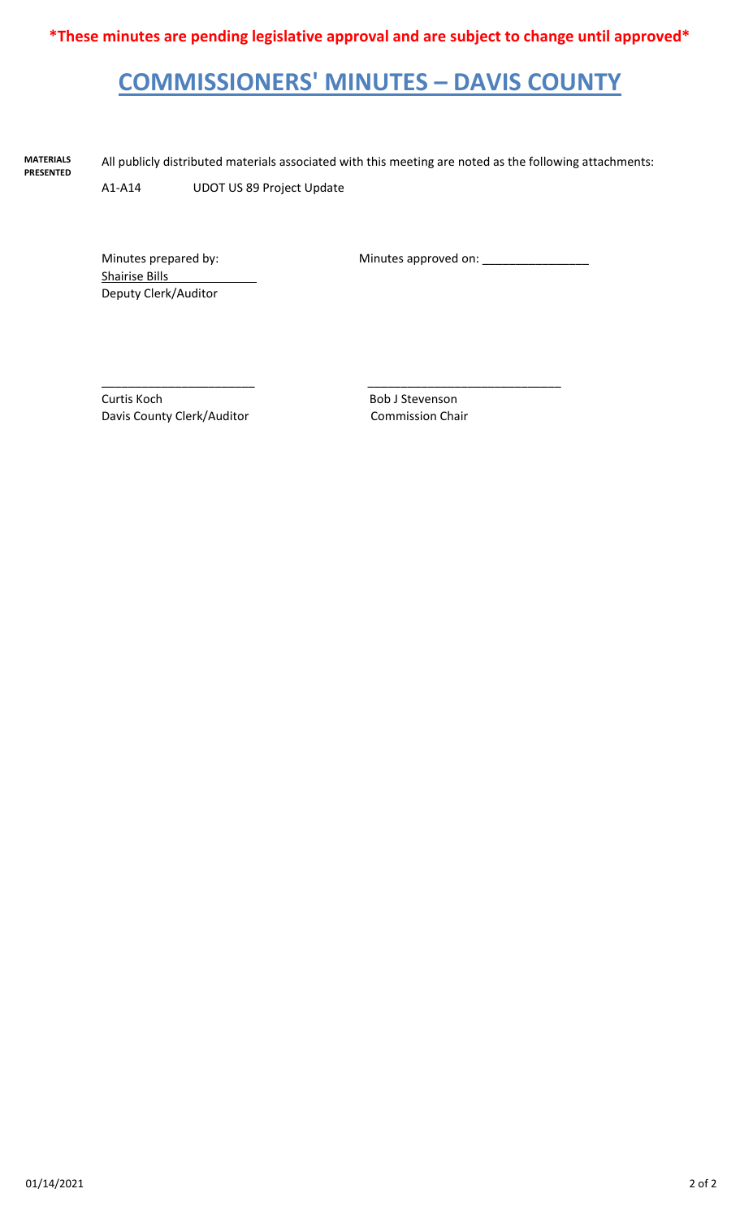**\*These minutes are pending legislative approval and are subject to change until approved\***

# COMMISSIONERS' MINUTES – DAVIS COUNTY

**MATERIALS PRESENTED**

All publicly distributed materials associated with this meeting are noted as the following attachments:

A1-A14 UDOT US 89 Project Update

Minutes prepared by:
Shairise Bills
Deputy Clerk/Auditor

Minutes approved on: ________________

_______________________

Curtis Koch
Davis County Clerk/Auditor

_____________________________

Bob J Stevenson
Commission Chair